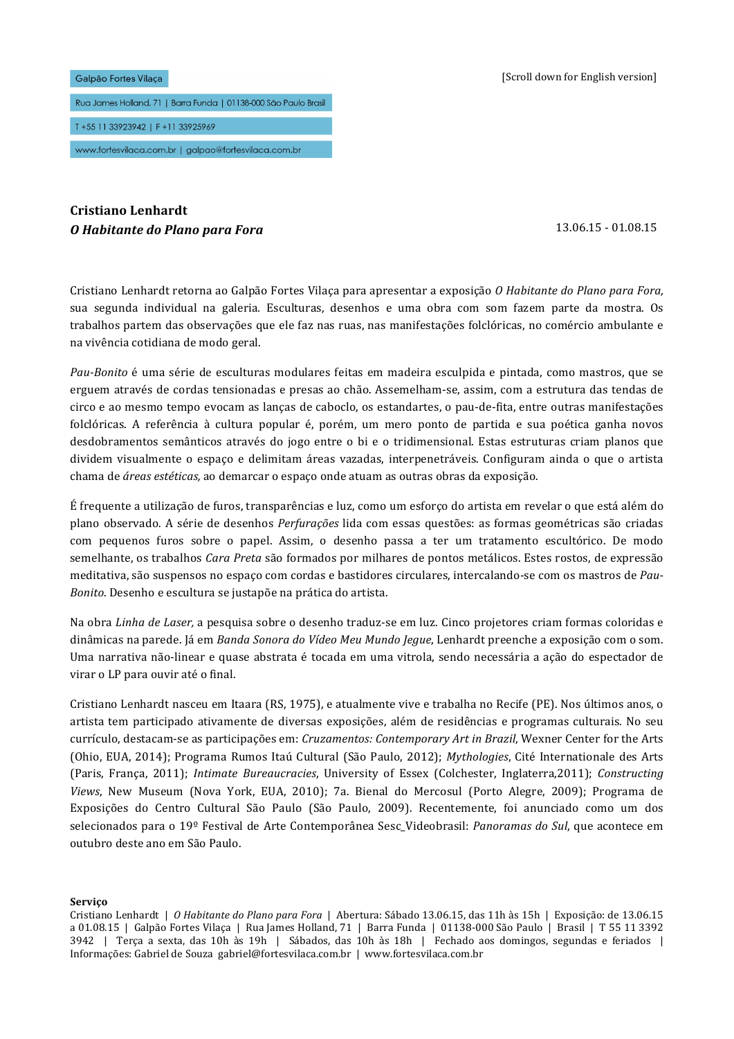Galpão Fortes Vilaça

Rua James Holland, 71 | Barra Funda | 01138-000 São Paulo Brasil

T +55 11 33923942 | F +11 33925969

www.fortesvilaca.com.br | galpao@fortesvilaca.com.br

[Scroll down for English version]

**Cristiano Lenhardt**
***O Habitante do Plano para Fora***

13.06.15 - 01.08.15

Cristiano Lenhardt retorna ao Galpão Fortes Vilaça para apresentar a exposição *O Habitante do Plano para Fora,* sua segunda individual na galeria. Esculturas, desenhos e uma obra com som fazem parte da mostra. Os trabalhos partem das observações que ele faz nas ruas, nas manifestações folclóricas, no comércio ambulante e na vivência cotidiana de modo geral.

*Pau-Bonito* é uma série de esculturas modulares feitas em madeira esculpida e pintada, como mastros, que se erguem através de cordas tensionadas e presas ao chão. Assemelham-se, assim, com a estrutura das tendas de circo e ao mesmo tempo evocam as lanças de caboclo, os estandartes, o pau-de-fita, entre outras manifestações folclóricas. A referência à cultura popular é, porém, um mero ponto de partida e sua poética ganha novos desdobramentos semânticos através do jogo entre o bi e o tridimensional. Estas estruturas criam planos que dividem visualmente o espaço e delimitam áreas vazadas, interpenetráveis. Configuram ainda o que o artista chama de *áreas estéticas,* ao demarcar o espaço onde atuam as outras obras da exposição.

É frequente a utilização de furos, transparências e luz, como um esforço do artista em revelar o que está além do plano observado. A série de desenhos *Perfurações* lida com essas questões: as formas geométricas são criadas com pequenos furos sobre o papel. Assim, o desenho passa a ter um tratamento escultórico. De modo semelhante, os trabalhos *Cara Preta* são formados por milhares de pontos metálicos. Estes rostos, de expressão meditativa, são suspensos no espaço com cordas e bastidores circulares, intercalando-se com os mastros de *Pau-Bonito*. Desenho e escultura se justapõe na prática do artista.

Na obra *Linha de Laser,* a pesquisa sobre o desenho traduz-se em luz. Cinco projetores criam formas coloridas e dinâmicas na parede. Já em *Banda Sonora do Vídeo Meu Mundo Jegue*, Lenhardt preenche a exposição com o som. Uma narrativa não-linear e quase abstrata é tocada em uma vitrola, sendo necessária a ação do espectador de virar o LP para ouvir até o final.

Cristiano Lenhardt nasceu em Itaara (RS, 1975), e atualmente vive e trabalha no Recife (PE). Nos últimos anos, o artista tem participado ativamente de diversas exposições, além de residências e programas culturais. No seu currículo, destacam-se as participações em: *Cruzamentos: Contemporary Art in Brazil*, Wexner Center for the Arts (Ohio, EUA, 2014); Programa Rumos Itaú Cultural (São Paulo, 2012); *Mythologies*, Cité Internationale des Arts (Paris, França, 2011); *Intimate Bureaucracies*, University of Essex (Colchester, Inglaterra,2011); *Constructing Views*, New Museum (Nova York, EUA, 2010); 7a. Bienal do Mercosul (Porto Alegre, 2009); Programa de Exposições do Centro Cultural São Paulo (São Paulo, 2009). Recentemente, foi anunciado como um dos selecionados para o 19º Festival de Arte Contemporânea Sesc_Videobrasil: *Panoramas do Sul*, que acontece em outubro deste ano em São Paulo.

**Serviço**
Cristiano Lenhardt | *O Habitante do Plano para Fora* | Abertura: Sábado 13.06.15, das 11h às 15h | Exposição: de 13.06.15 a 01.08.15 | Galpão Fortes Vilaça | Rua James Holland, 71 | Barra Funda | 01138-000 São Paulo | Brasil | T 55 11 3392 3942 | Terça a sexta, das 10h às 19h | Sábados, das 10h às 18h | Fechado aos domingos, segundas e feriados | Informações: Gabriel de Souza gabriel@fortesvilaca.com.br | www.fortesvilaca.com.br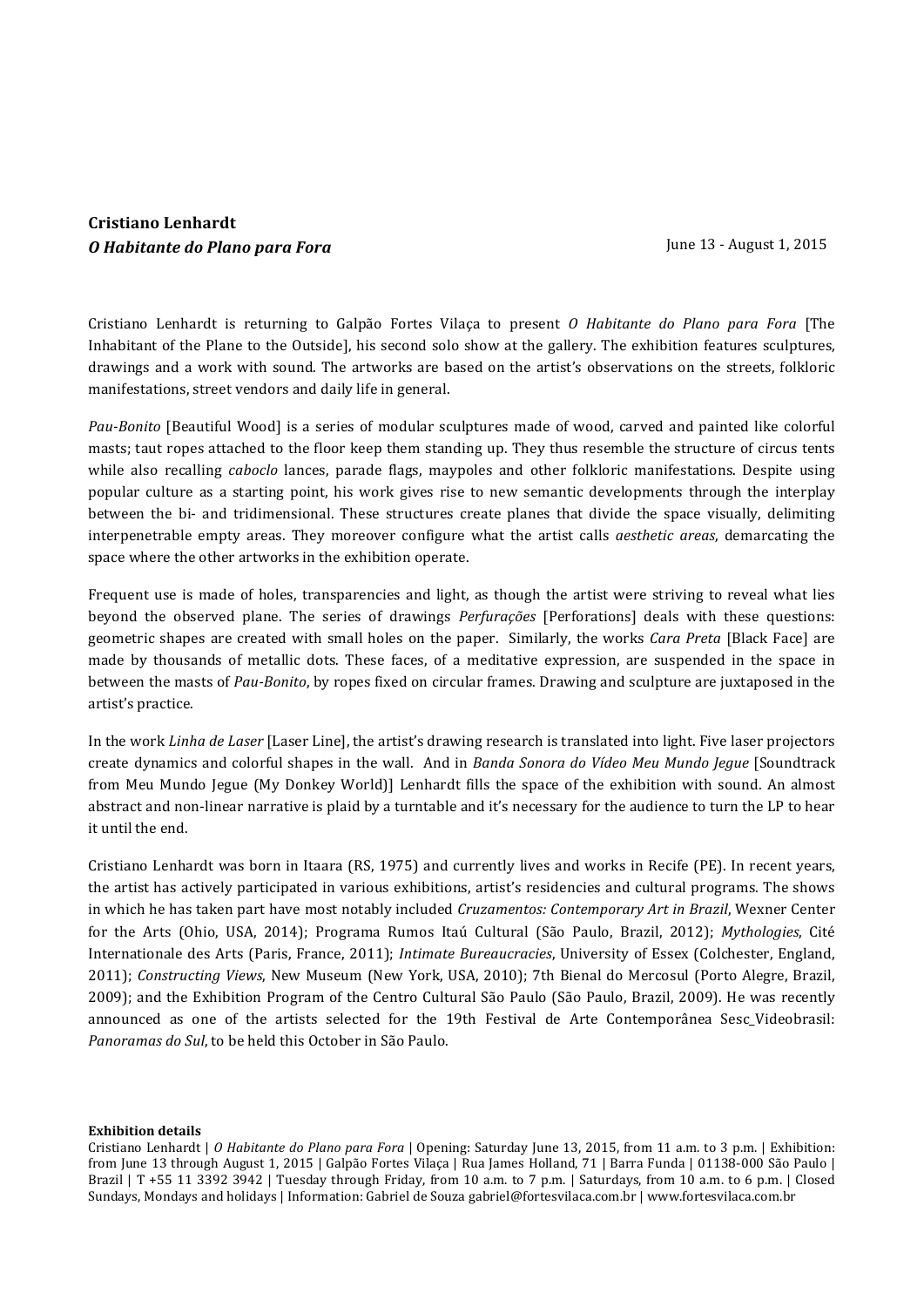**Cristiano Lenhardt**
***O Habitante do Plano para Fora***

June 13 - August 1, 2015

Cristiano Lenhardt is returning to Galpão Fortes Vilaça to present *O Habitante do Plano para Fora* [The Inhabitant of the Plane to the Outside], his second solo show at the gallery. The exhibition features sculptures, drawings and a work with sound. The artworks are based on the artist's observations on the streets, folkloric manifestations, street vendors and daily life in general.

*Pau-Bonito* [Beautiful Wood] is a series of modular sculptures made of wood, carved and painted like colorful masts; taut ropes attached to the floor keep them standing up. They thus resemble the structure of circus tents while also recalling *caboclo* lances, parade flags, maypoles and other folkloric manifestations. Despite using popular culture as a starting point, his work gives rise to new semantic developments through the interplay between the bi- and tridimensional. These structures create planes that divide the space visually, delimiting interpenetrable empty areas. They moreover configure what the artist calls *aesthetic areas*, demarcating the space where the other artworks in the exhibition operate.

Frequent use is made of holes, transparencies and light, as though the artist were striving to reveal what lies beyond the observed plane. The series of drawings *Perfurações* [Perforations] deals with these questions: geometric shapes are created with small holes on the paper. Similarly, the works *Cara Preta* [Black Face] are made by thousands of metallic dots. These faces, of a meditative expression, are suspended in the space in between the masts of *Pau-Bonito*, by ropes fixed on circular frames. Drawing and sculpture are juxtaposed in the artist's practice.

In the work *Linha de Laser* [Laser Line], the artist's drawing research is translated into light. Five laser projectors create dynamics and colorful shapes in the wall. And in *Banda Sonora do Vídeo Meu Mundo Jegue* [Soundtrack from Meu Mundo Jegue (My Donkey World)] Lenhardt fills the space of the exhibition with sound. An almost abstract and non-linear narrative is plaid by a turntable and it's necessary for the audience to turn the LP to hear it until the end.

Cristiano Lenhardt was born in Itaara (RS, 1975) and currently lives and works in Recife (PE). In recent years, the artist has actively participated in various exhibitions, artist's residencies and cultural programs. The shows in which he has taken part have most notably included *Cruzamentos: Contemporary Art in Brazil*, Wexner Center for the Arts (Ohio, USA, 2014); Programa Rumos Itaú Cultural (São Paulo, Brazil, 2012); *Mythologies*, Cité Internationale des Arts (Paris, France, 2011); *Intimate Bureaucracies*, University of Essex (Colchester, England, 2011); *Constructing Views*, New Museum (New York, USA, 2010); 7th Bienal do Mercosul (Porto Alegre, Brazil, 2009); and the Exhibition Program of the Centro Cultural São Paulo (São Paulo, Brazil, 2009). He was recently announced as one of the artists selected for the 19th Festival de Arte Contemporânea Sesc_Videobrasil: *Panoramas do Sul*, to be held this October in São Paulo.

**Exhibition details**

Cristiano Lenhardt | *O Habitante do Plano para Fora* | Opening: Saturday June 13, 2015, from 11 a.m. to 3 p.m. | Exhibition: from June 13 through August 1, 2015 | Galpão Fortes Vilaça | Rua James Holland, 71 | Barra Funda | 01138-000 São Paulo | Brazil | T +55 11 3392 3942 | Tuesday through Friday, from 10 a.m. to 7 p.m. | Saturdays, from 10 a.m. to 6 p.m. | Closed Sundays, Mondays and holidays | Information: Gabriel de Souza gabriel@fortesvilaca.com.br | www.fortesvilaca.com.br